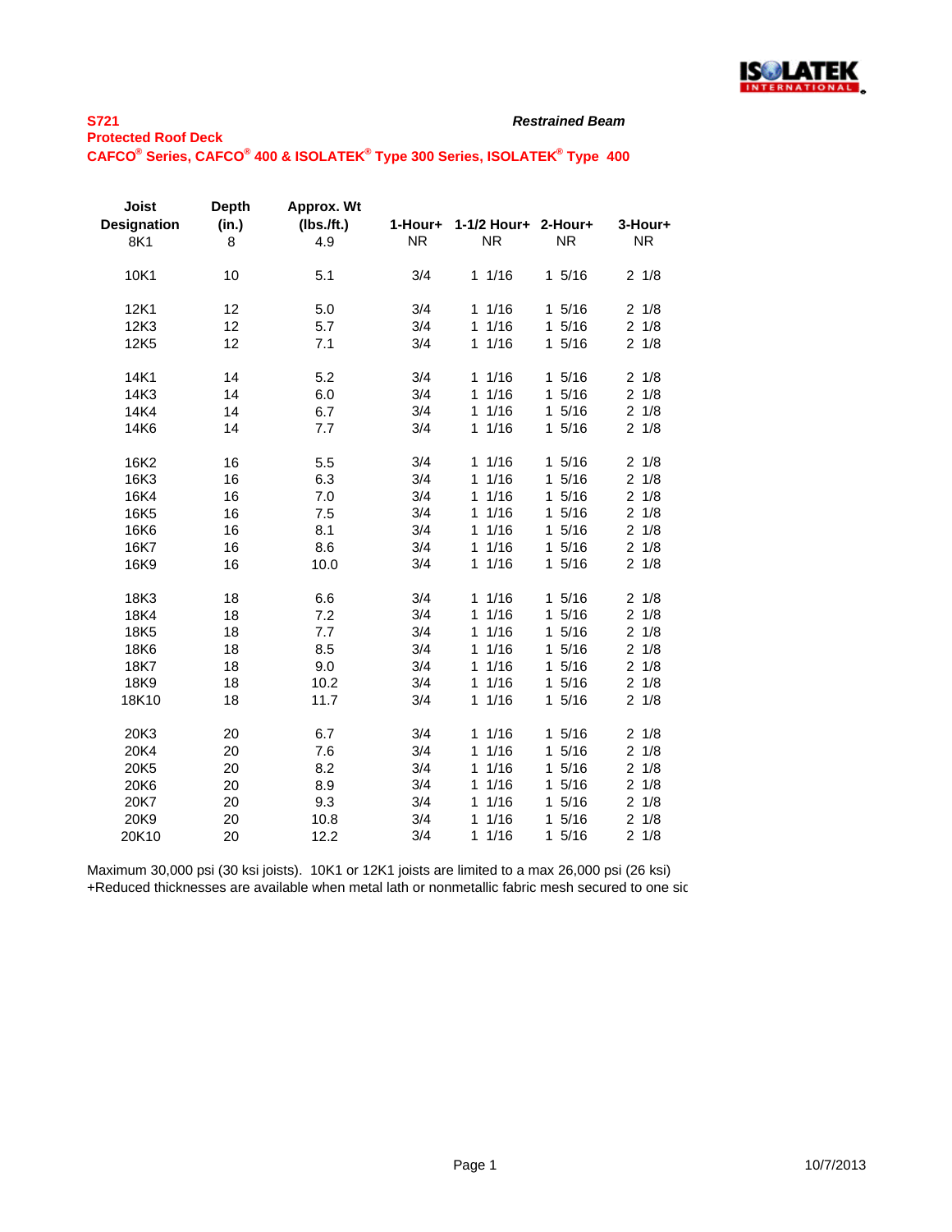**S721** *Restrained Beam*

**Protected Roof Deck**

**CAFCO® Series, CAFCO® 400 & ISOLATEK® Type 300 Series, ISOLATEK® Type 400**

| Joist Designation | Depth (in.) | Approx. Wt (lbs./ft.) | 1-Hour+ | 1-1/2 Hour+ | 2-Hour+ | 3-Hour+ |
|---|---|---|---|---|---|---|
| 8K1 | 8 | 4.9 | NR | NR | NR | NR |
| 10K1 | 10 | 5.1 | 3/4 | 1 1/16 | 1 5/16 | 2 1/8 |
| 12K1 | 12 | 5.0 | 3/4 | 1 1/16 | 1 5/16 | 2 1/8 |
| 12K3 | 12 | 5.7 | 3/4 | 1 1/16 | 1 5/16 | 2 1/8 |
| 12K5 | 12 | 7.1 | 3/4 | 1 1/16 | 1 5/16 | 2 1/8 |
| 14K1 | 14 | 5.2 | 3/4 | 1 1/16 | 1 5/16 | 2 1/8 |
| 14K3 | 14 | 6.0 | 3/4 | 1 1/16 | 1 5/16 | 2 1/8 |
| 14K4 | 14 | 6.7 | 3/4 | 1 1/16 | 1 5/16 | 2 1/8 |
| 14K6 | 14 | 7.7 | 3/4 | 1 1/16 | 1 5/16 | 2 1/8 |
| 16K2 | 16 | 5.5 | 3/4 | 1 1/16 | 1 5/16 | 2 1/8 |
| 16K3 | 16 | 6.3 | 3/4 | 1 1/16 | 1 5/16 | 2 1/8 |
| 16K4 | 16 | 7.0 | 3/4 | 1 1/16 | 1 5/16 | 2 1/8 |
| 16K5 | 16 | 7.5 | 3/4 | 1 1/16 | 1 5/16 | 2 1/8 |
| 16K6 | 16 | 8.1 | 3/4 | 1 1/16 | 1 5/16 | 2 1/8 |
| 16K7 | 16 | 8.6 | 3/4 | 1 1/16 | 1 5/16 | 2 1/8 |
| 16K9 | 16 | 10.0 | 3/4 | 1 1/16 | 1 5/16 | 2 1/8 |
| 18K3 | 18 | 6.6 | 3/4 | 1 1/16 | 1 5/16 | 2 1/8 |
| 18K4 | 18 | 7.2 | 3/4 | 1 1/16 | 1 5/16 | 2 1/8 |
| 18K5 | 18 | 7.7 | 3/4 | 1 1/16 | 1 5/16 | 2 1/8 |
| 18K6 | 18 | 8.5 | 3/4 | 1 1/16 | 1 5/16 | 2 1/8 |
| 18K7 | 18 | 9.0 | 3/4 | 1 1/16 | 1 5/16 | 2 1/8 |
| 18K9 | 18 | 10.2 | 3/4 | 1 1/16 | 1 5/16 | 2 1/8 |
| 18K10 | 18 | 11.7 | 3/4 | 1 1/16 | 1 5/16 | 2 1/8 |
| 20K3 | 20 | 6.7 | 3/4 | 1 1/16 | 1 5/16 | 2 1/8 |
| 20K4 | 20 | 7.6 | 3/4 | 1 1/16 | 1 5/16 | 2 1/8 |
| 20K5 | 20 | 8.2 | 3/4 | 1 1/16 | 1 5/16 | 2 1/8 |
| 20K6 | 20 | 8.9 | 3/4 | 1 1/16 | 1 5/16 | 2 1/8 |
| 20K7 | 20 | 9.3 | 3/4 | 1 1/16 | 1 5/16 | 2 1/8 |
| 20K9 | 20 | 10.8 | 3/4 | 1 1/16 | 1 5/16 | 2 1/8 |
| 20K10 | 20 | 12.2 | 3/4 | 1 1/16 | 1 5/16 | 2 1/8 |

Maximum 30,000 psi (30 ksi joists). 10K1 or 12K1 joists are limited to a max 26,000 psi (26 ksi)

+Reduced thicknesses are available when metal lath or nonmetallic fabric mesh secured to one sic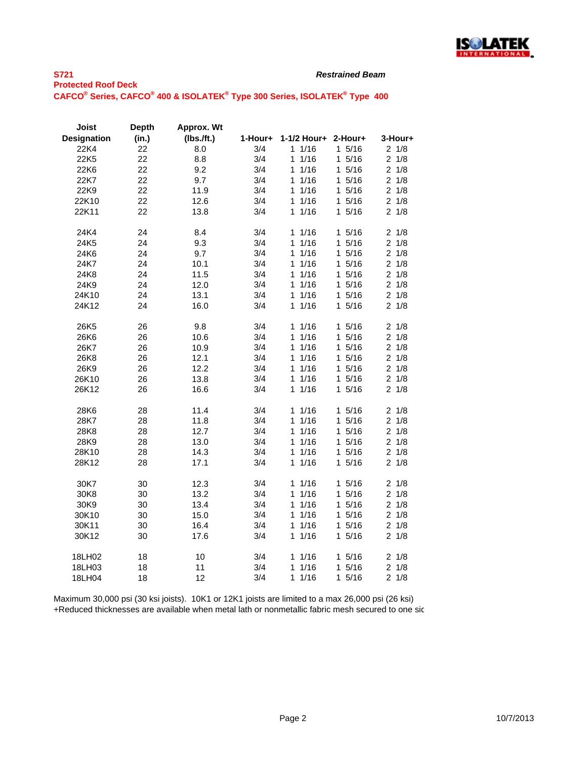**S721** *Restrained Beam*

**Protected Roof Deck**

**CAFCO® Series, CAFCO® 400 & ISOLATEK® Type 300 Series, ISOLATEK® Type 400**

| Joist Designation | Depth (in.) | Approx. Wt (lbs./ft.) | 1-Hour+ | 1-1/2 Hour+ | 2-Hour+ | 3-Hour+ |
|---|---|---|---|---|---|---|
| 22K4 | 22 | 8.0 | 3/4 | 1 1/16 | 1 5/16 | 2 1/8 |
| 22K5 | 22 | 8.8 | 3/4 | 1 1/16 | 1 5/16 | 2 1/8 |
| 22K6 | 22 | 9.2 | 3/4 | 1 1/16 | 1 5/16 | 2 1/8 |
| 22K7 | 22 | 9.7 | 3/4 | 1 1/16 | 1 5/16 | 2 1/8 |
| 22K9 | 22 | 11.9 | 3/4 | 1 1/16 | 1 5/16 | 2 1/8 |
| 22K10 | 22 | 12.6 | 3/4 | 1 1/16 | 1 5/16 | 2 1/8 |
| 22K11 | 22 | 13.8 | 3/4 | 1 1/16 | 1 5/16 | 2 1/8 |
| 24K4 | 24 | 8.4 | 3/4 | 1 1/16 | 1 5/16 | 2 1/8 |
| 24K5 | 24 | 9.3 | 3/4 | 1 1/16 | 1 5/16 | 2 1/8 |
| 24K6 | 24 | 9.7 | 3/4 | 1 1/16 | 1 5/16 | 2 1/8 |
| 24K7 | 24 | 10.1 | 3/4 | 1 1/16 | 1 5/16 | 2 1/8 |
| 24K8 | 24 | 11.5 | 3/4 | 1 1/16 | 1 5/16 | 2 1/8 |
| 24K9 | 24 | 12.0 | 3/4 | 1 1/16 | 1 5/16 | 2 1/8 |
| 24K10 | 24 | 13.1 | 3/4 | 1 1/16 | 1 5/16 | 2 1/8 |
| 24K12 | 24 | 16.0 | 3/4 | 1 1/16 | 1 5/16 | 2 1/8 |
| 26K5 | 26 | 9.8 | 3/4 | 1 1/16 | 1 5/16 | 2 1/8 |
| 26K6 | 26 | 10.6 | 3/4 | 1 1/16 | 1 5/16 | 2 1/8 |
| 26K7 | 26 | 10.9 | 3/4 | 1 1/16 | 1 5/16 | 2 1/8 |
| 26K8 | 26 | 12.1 | 3/4 | 1 1/16 | 1 5/16 | 2 1/8 |
| 26K9 | 26 | 12.2 | 3/4 | 1 1/16 | 1 5/16 | 2 1/8 |
| 26K10 | 26 | 13.8 | 3/4 | 1 1/16 | 1 5/16 | 2 1/8 |
| 26K12 | 26 | 16.6 | 3/4 | 1 1/16 | 1 5/16 | 2 1/8 |
| 28K6 | 28 | 11.4 | 3/4 | 1 1/16 | 1 5/16 | 2 1/8 |
| 28K7 | 28 | 11.8 | 3/4 | 1 1/16 | 1 5/16 | 2 1/8 |
| 28K8 | 28 | 12.7 | 3/4 | 1 1/16 | 1 5/16 | 2 1/8 |
| 28K9 | 28 | 13.0 | 3/4 | 1 1/16 | 1 5/16 | 2 1/8 |
| 28K10 | 28 | 14.3 | 3/4 | 1 1/16 | 1 5/16 | 2 1/8 |
| 28K12 | 28 | 17.1 | 3/4 | 1 1/16 | 1 5/16 | 2 1/8 |
| 30K7 | 30 | 12.3 | 3/4 | 1 1/16 | 1 5/16 | 2 1/8 |
| 30K8 | 30 | 13.2 | 3/4 | 1 1/16 | 1 5/16 | 2 1/8 |
| 30K9 | 30 | 13.4 | 3/4 | 1 1/16 | 1 5/16 | 2 1/8 |
| 30K10 | 30 | 15.0 | 3/4 | 1 1/16 | 1 5/16 | 2 1/8 |
| 30K11 | 30 | 16.4 | 3/4 | 1 1/16 | 1 5/16 | 2 1/8 |
| 30K12 | 30 | 17.6 | 3/4 | 1 1/16 | 1 5/16 | 2 1/8 |
| 18LH02 | 18 | 10 | 3/4 | 1 1/16 | 1 5/16 | 2 1/8 |
| 18LH03 | 18 | 11 | 3/4 | 1 1/16 | 1 5/16 | 2 1/8 |
| 18LH04 | 18 | 12 | 3/4 | 1 1/16 | 1 5/16 | 2 1/8 |

Maximum 30,000 psi (30 ksi joists). 10K1 or 12K1 joists are limited to a max 26,000 psi (26 ksi)

+Reduced thicknesses are available when metal lath or nonmetallic fabric mesh secured to one sic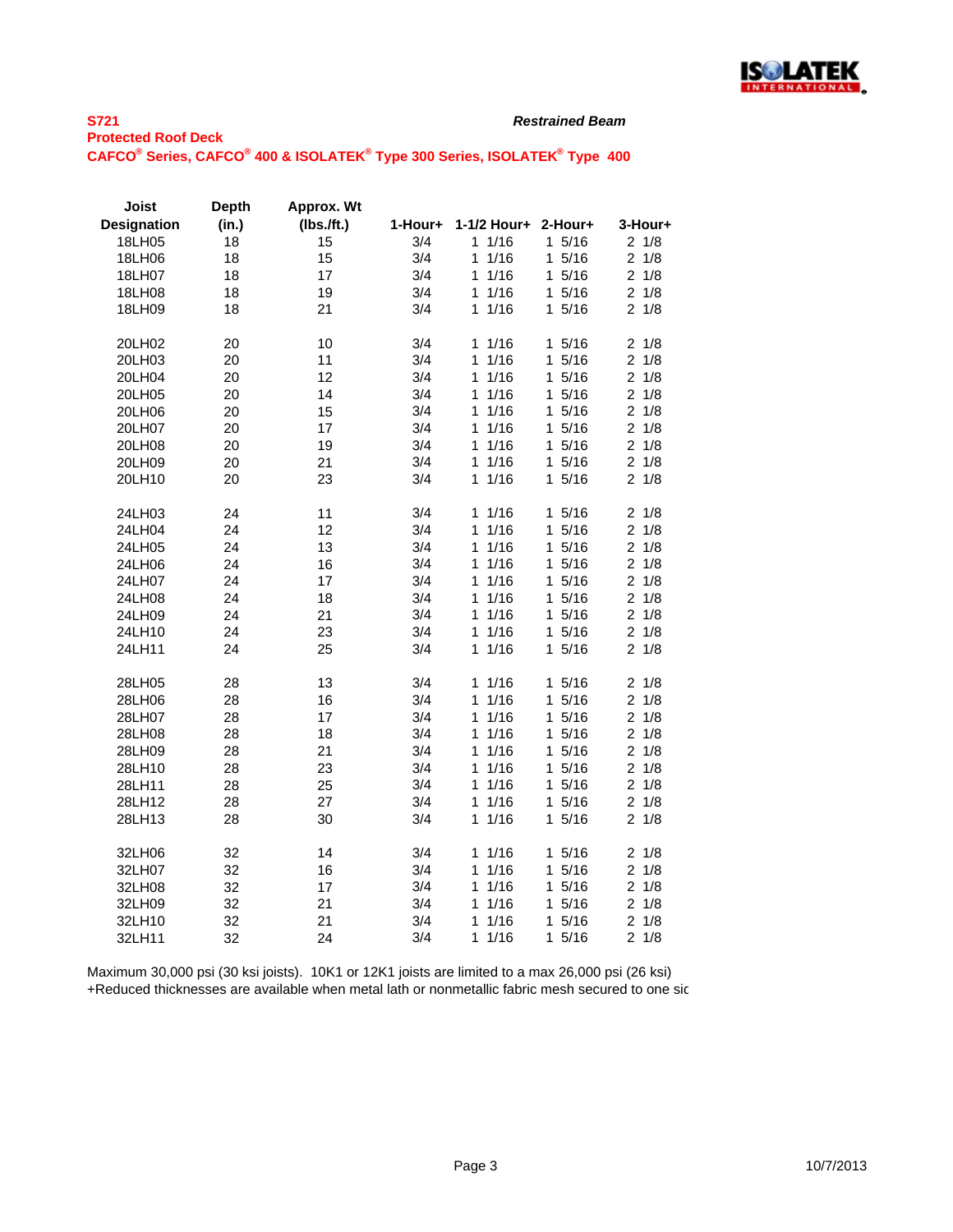**S721**

**Protected Roof Deck**

**CAFCO® Series, CAFCO® 400 & ISOLATEK® Type 300 Series, ISOLATEK® Type 400**

***Restrained Beam***

| Joist Designation | Depth (in.) | Approx. Wt (lbs./ft.) | 1-Hour+ | 1-1/2 Hour+ | 2-Hour+ | 3-Hour+ |
|---|---|---|---|---|---|---|
| 18LH05 | 18 | 15 | 3/4 | 1 1/16 | 1 5/16 | 2 1/8 |
| 18LH06 | 18 | 15 | 3/4 | 1 1/16 | 1 5/16 | 2 1/8 |
| 18LH07 | 18 | 17 | 3/4 | 1 1/16 | 1 5/16 | 2 1/8 |
| 18LH08 | 18 | 19 | 3/4 | 1 1/16 | 1 5/16 | 2 1/8 |
| 18LH09 | 18 | 21 | 3/4 | 1 1/16 | 1 5/16 | 2 1/8 |
| | | | | | | |
| 20LH02 | 20 | 10 | 3/4 | 1 1/16 | 1 5/16 | 2 1/8 |
| 20LH03 | 20 | 11 | 3/4 | 1 1/16 | 1 5/16 | 2 1/8 |
| 20LH04 | 20 | 12 | 3/4 | 1 1/16 | 1 5/16 | 2 1/8 |
| 20LH05 | 20 | 14 | 3/4 | 1 1/16 | 1 5/16 | 2 1/8 |
| 20LH06 | 20 | 15 | 3/4 | 1 1/16 | 1 5/16 | 2 1/8 |
| 20LH07 | 20 | 17 | 3/4 | 1 1/16 | 1 5/16 | 2 1/8 |
| 20LH08 | 20 | 19 | 3/4 | 1 1/16 | 1 5/16 | 2 1/8 |
| 20LH09 | 20 | 21 | 3/4 | 1 1/16 | 1 5/16 | 2 1/8 |
| 20LH10 | 20 | 23 | 3/4 | 1 1/16 | 1 5/16 | 2 1/8 |
| | | | | | | |
| 24LH03 | 24 | 11 | 3/4 | 1 1/16 | 1 5/16 | 2 1/8 |
| 24LH04 | 24 | 12 | 3/4 | 1 1/16 | 1 5/16 | 2 1/8 |
| 24LH05 | 24 | 13 | 3/4 | 1 1/16 | 1 5/16 | 2 1/8 |
| 24LH06 | 24 | 16 | 3/4 | 1 1/16 | 1 5/16 | 2 1/8 |
| 24LH07 | 24 | 17 | 3/4 | 1 1/16 | 1 5/16 | 2 1/8 |
| 24LH08 | 24 | 18 | 3/4 | 1 1/16 | 1 5/16 | 2 1/8 |
| 24LH09 | 24 | 21 | 3/4 | 1 1/16 | 1 5/16 | 2 1/8 |
| 24LH10 | 24 | 23 | 3/4 | 1 1/16 | 1 5/16 | 2 1/8 |
| 24LH11 | 24 | 25 | 3/4 | 1 1/16 | 1 5/16 | 2 1/8 |
| | | | | | | |
| 28LH05 | 28 | 13 | 3/4 | 1 1/16 | 1 5/16 | 2 1/8 |
| 28LH06 | 28 | 16 | 3/4 | 1 1/16 | 1 5/16 | 2 1/8 |
| 28LH07 | 28 | 17 | 3/4 | 1 1/16 | 1 5/16 | 2 1/8 |
| 28LH08 | 28 | 18 | 3/4 | 1 1/16 | 1 5/16 | 2 1/8 |
| 28LH09 | 28 | 21 | 3/4 | 1 1/16 | 1 5/16 | 2 1/8 |
| 28LH10 | 28 | 23 | 3/4 | 1 1/16 | 1 5/16 | 2 1/8 |
| 28LH11 | 28 | 25 | 3/4 | 1 1/16 | 1 5/16 | 2 1/8 |
| 28LH12 | 28 | 27 | 3/4 | 1 1/16 | 1 5/16 | 2 1/8 |
| 28LH13 | 28 | 30 | 3/4 | 1 1/16 | 1 5/16 | 2 1/8 |
| | | | | | | |
| 32LH06 | 32 | 14 | 3/4 | 1 1/16 | 1 5/16 | 2 1/8 |
| 32LH07 | 32 | 16 | 3/4 | 1 1/16 | 1 5/16 | 2 1/8 |
| 32LH08 | 32 | 17 | 3/4 | 1 1/16 | 1 5/16 | 2 1/8 |
| 32LH09 | 32 | 21 | 3/4 | 1 1/16 | 1 5/16 | 2 1/8 |
| 32LH10 | 32 | 21 | 3/4 | 1 1/16 | 1 5/16 | 2 1/8 |
| 32LH11 | 32 | 24 | 3/4 | 1 1/16 | 1 5/16 | 2 1/8 |

Maximum 30,000 psi (30 ksi joists). 10K1 or 12K1 joists are limited to a max 26,000 psi (26 ksi)

+Reduced thicknesses are available when metal lath or nonmetallic fabric mesh secured to one sic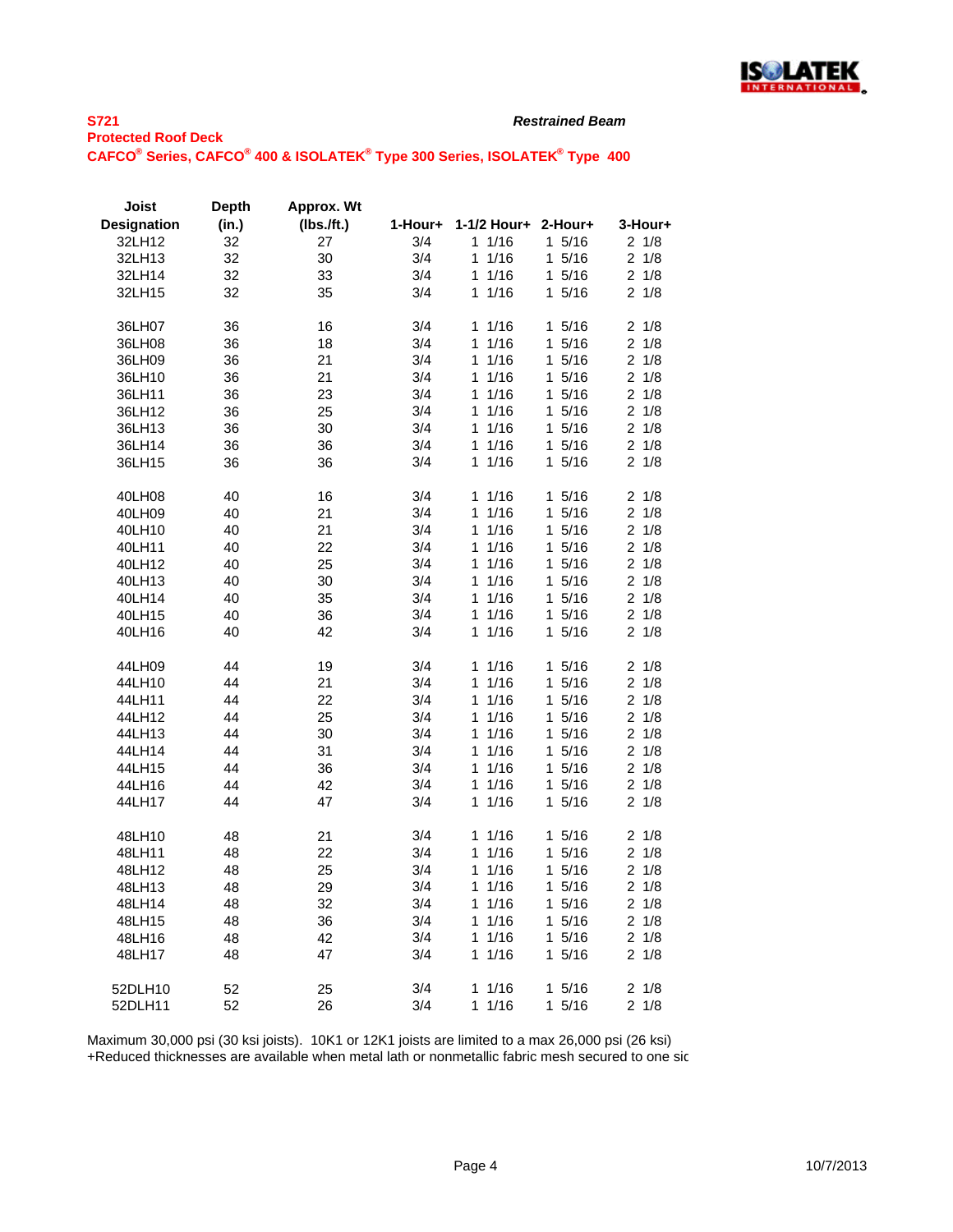**S721**

**Protected Roof Deck**

**CAFCO® Series, CAFCO® 400 & ISOLATEK® Type 300 Series, ISOLATEK® Type 400**

***Restrained Beam***

| Joist Designation | Depth (in.) | Approx. Wt (lbs./ft.) | 1-Hour+ | 1-1/2 Hour+ | 2-Hour+ | 3-Hour+ |
|---|---|---|---|---|---|---|
| 32LH12 | 32 | 27 | 3/4 | 1 1/16 | 1 5/16 | 2 1/8 |
| 32LH13 | 32 | 30 | 3/4 | 1 1/16 | 1 5/16 | 2 1/8 |
| 32LH14 | 32 | 33 | 3/4 | 1 1/16 | 1 5/16 | 2 1/8 |
| 32LH15 | 32 | 35 | 3/4 | 1 1/16 | 1 5/16 | 2 1/8 |
| | | | | | | |
| 36LH07 | 36 | 16 | 3/4 | 1 1/16 | 1 5/16 | 2 1/8 |
| 36LH08 | 36 | 18 | 3/4 | 1 1/16 | 1 5/16 | 2 1/8 |
| 36LH09 | 36 | 21 | 3/4 | 1 1/16 | 1 5/16 | 2 1/8 |
| 36LH10 | 36 | 21 | 3/4 | 1 1/16 | 1 5/16 | 2 1/8 |
| 36LH11 | 36 | 23 | 3/4 | 1 1/16 | 1 5/16 | 2 1/8 |
| 36LH12 | 36 | 25 | 3/4 | 1 1/16 | 1 5/16 | 2 1/8 |
| 36LH13 | 36 | 30 | 3/4 | 1 1/16 | 1 5/16 | 2 1/8 |
| 36LH14 | 36 | 36 | 3/4 | 1 1/16 | 1 5/16 | 2 1/8 |
| 36LH15 | 36 | 36 | 3/4 | 1 1/16 | 1 5/16 | 2 1/8 |
| | | | | | | |
| 40LH08 | 40 | 16 | 3/4 | 1 1/16 | 1 5/16 | 2 1/8 |
| 40LH09 | 40 | 21 | 3/4 | 1 1/16 | 1 5/16 | 2 1/8 |
| 40LH10 | 40 | 21 | 3/4 | 1 1/16 | 1 5/16 | 2 1/8 |
| 40LH11 | 40 | 22 | 3/4 | 1 1/16 | 1 5/16 | 2 1/8 |
| 40LH12 | 40 | 25 | 3/4 | 1 1/16 | 1 5/16 | 2 1/8 |
| 40LH13 | 40 | 30 | 3/4 | 1 1/16 | 1 5/16 | 2 1/8 |
| 40LH14 | 40 | 35 | 3/4 | 1 1/16 | 1 5/16 | 2 1/8 |
| 40LH15 | 40 | 36 | 3/4 | 1 1/16 | 1 5/16 | 2 1/8 |
| 40LH16 | 40 | 42 | 3/4 | 1 1/16 | 1 5/16 | 2 1/8 |
| | | | | | | |
| 44LH09 | 44 | 19 | 3/4 | 1 1/16 | 1 5/16 | 2 1/8 |
| 44LH10 | 44 | 21 | 3/4 | 1 1/16 | 1 5/16 | 2 1/8 |
| 44LH11 | 44 | 22 | 3/4 | 1 1/16 | 1 5/16 | 2 1/8 |
| 44LH12 | 44 | 25 | 3/4 | 1 1/16 | 1 5/16 | 2 1/8 |
| 44LH13 | 44 | 30 | 3/4 | 1 1/16 | 1 5/16 | 2 1/8 |
| 44LH14 | 44 | 31 | 3/4 | 1 1/16 | 1 5/16 | 2 1/8 |
| 44LH15 | 44 | 36 | 3/4 | 1 1/16 | 1 5/16 | 2 1/8 |
| 44LH16 | 44 | 42 | 3/4 | 1 1/16 | 1 5/16 | 2 1/8 |
| 44LH17 | 44 | 47 | 3/4 | 1 1/16 | 1 5/16 | 2 1/8 |
| | | | | | | |
| 48LH10 | 48 | 21 | 3/4 | 1 1/16 | 1 5/16 | 2 1/8 |
| 48LH11 | 48 | 22 | 3/4 | 1 1/16 | 1 5/16 | 2 1/8 |
| 48LH12 | 48 | 25 | 3/4 | 1 1/16 | 1 5/16 | 2 1/8 |
| 48LH13 | 48 | 29 | 3/4 | 1 1/16 | 1 5/16 | 2 1/8 |
| 48LH14 | 48 | 32 | 3/4 | 1 1/16 | 1 5/16 | 2 1/8 |
| 48LH15 | 48 | 36 | 3/4 | 1 1/16 | 1 5/16 | 2 1/8 |
| 48LH16 | 48 | 42 | 3/4 | 1 1/16 | 1 5/16 | 2 1/8 |
| 48LH17 | 48 | 47 | 3/4 | 1 1/16 | 1 5/16 | 2 1/8 |
| | | | | | | |
| 52DLH10 | 52 | 25 | 3/4 | 1 1/16 | 1 5/16 | 2 1/8 |
| 52DLH11 | 52 | 26 | 3/4 | 1 1/16 | 1 5/16 | 2 1/8 |

Maximum 30,000 psi (30 ksi joists). 10K1 or 12K1 joists are limited to a max 26,000 psi (26 ksi)
+Reduced thicknesses are available when metal lath or nonmetallic fabric mesh secured to one sic

10/7/2013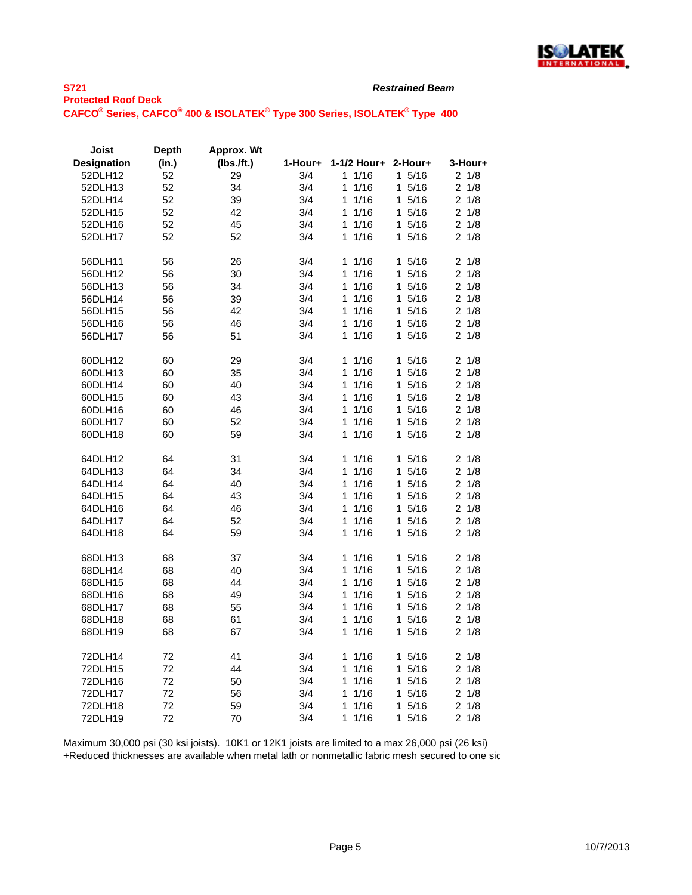**S721**

**Protected Roof Deck**

**CAFCO® Series, CAFCO® 400 & ISOLATEK® Type 300 Series, ISOLATEK® Type 400**

***Restrained Beam***

| Joist Designation | Depth (in.) | Approx. Wt (lbs./ft.) | 1-Hour+ | 1-1/2 Hour+ | 2-Hour+ | 3-Hour+ |
|---|---|---|---|---|---|---|
| 52DLH12 | 52 | 29 | 3/4 | 1 1/16 | 1 5/16 | 2 1/8 |
| 52DLH13 | 52 | 34 | 3/4 | 1 1/16 | 1 5/16 | 2 1/8 |
| 52DLH14 | 52 | 39 | 3/4 | 1 1/16 | 1 5/16 | 2 1/8 |
| 52DLH15 | 52 | 42 | 3/4 | 1 1/16 | 1 5/16 | 2 1/8 |
| 52DLH16 | 52 | 45 | 3/4 | 1 1/16 | 1 5/16 | 2 1/8 |
| 52DLH17 | 52 | 52 | 3/4 | 1 1/16 | 1 5/16 | 2 1/8 |
| 56DLH11 | 56 | 26 | 3/4 | 1 1/16 | 1 5/16 | 2 1/8 |
| 56DLH12 | 56 | 30 | 3/4 | 1 1/16 | 1 5/16 | 2 1/8 |
| 56DLH13 | 56 | 34 | 3/4 | 1 1/16 | 1 5/16 | 2 1/8 |
| 56DLH14 | 56 | 39 | 3/4 | 1 1/16 | 1 5/16 | 2 1/8 |
| 56DLH15 | 56 | 42 | 3/4 | 1 1/16 | 1 5/16 | 2 1/8 |
| 56DLH16 | 56 | 46 | 3/4 | 1 1/16 | 1 5/16 | 2 1/8 |
| 56DLH17 | 56 | 51 | 3/4 | 1 1/16 | 1 5/16 | 2 1/8 |
| 60DLH12 | 60 | 29 | 3/4 | 1 1/16 | 1 5/16 | 2 1/8 |
| 60DLH13 | 60 | 35 | 3/4 | 1 1/16 | 1 5/16 | 2 1/8 |
| 60DLH14 | 60 | 40 | 3/4 | 1 1/16 | 1 5/16 | 2 1/8 |
| 60DLH15 | 60 | 43 | 3/4 | 1 1/16 | 1 5/16 | 2 1/8 |
| 60DLH16 | 60 | 46 | 3/4 | 1 1/16 | 1 5/16 | 2 1/8 |
| 60DLH17 | 60 | 52 | 3/4 | 1 1/16 | 1 5/16 | 2 1/8 |
| 60DLH18 | 60 | 59 | 3/4 | 1 1/16 | 1 5/16 | 2 1/8 |
| 64DLH12 | 64 | 31 | 3/4 | 1 1/16 | 1 5/16 | 2 1/8 |
| 64DLH13 | 64 | 34 | 3/4 | 1 1/16 | 1 5/16 | 2 1/8 |
| 64DLH14 | 64 | 40 | 3/4 | 1 1/16 | 1 5/16 | 2 1/8 |
| 64DLH15 | 64 | 43 | 3/4 | 1 1/16 | 1 5/16 | 2 1/8 |
| 64DLH16 | 64 | 46 | 3/4 | 1 1/16 | 1 5/16 | 2 1/8 |
| 64DLH17 | 64 | 52 | 3/4 | 1 1/16 | 1 5/16 | 2 1/8 |
| 64DLH18 | 64 | 59 | 3/4 | 1 1/16 | 1 5/16 | 2 1/8 |
| 68DLH13 | 68 | 37 | 3/4 | 1 1/16 | 1 5/16 | 2 1/8 |
| 68DLH14 | 68 | 40 | 3/4 | 1 1/16 | 1 5/16 | 2 1/8 |
| 68DLH15 | 68 | 44 | 3/4 | 1 1/16 | 1 5/16 | 2 1/8 |
| 68DLH16 | 68 | 49 | 3/4 | 1 1/16 | 1 5/16 | 2 1/8 |
| 68DLH17 | 68 | 55 | 3/4 | 1 1/16 | 1 5/16 | 2 1/8 |
| 68DLH18 | 68 | 61 | 3/4 | 1 1/16 | 1 5/16 | 2 1/8 |
| 68DLH19 | 68 | 67 | 3/4 | 1 1/16 | 1 5/16 | 2 1/8 |
| 72DLH14 | 72 | 41 | 3/4 | 1 1/16 | 1 5/16 | 2 1/8 |
| 72DLH15 | 72 | 44 | 3/4 | 1 1/16 | 1 5/16 | 2 1/8 |
| 72DLH16 | 72 | 50 | 3/4 | 1 1/16 | 1 5/16 | 2 1/8 |
| 72DLH17 | 72 | 56 | 3/4 | 1 1/16 | 1 5/16 | 2 1/8 |
| 72DLH18 | 72 | 59 | 3/4 | 1 1/16 | 1 5/16 | 2 1/8 |
| 72DLH19 | 72 | 70 | 3/4 | 1 1/16 | 1 5/16 | 2 1/8 |

Maximum 30,000 psi (30 ksi joists). 10K1 or 12K1 joists are limited to a max 26,000 psi (26 ksi)

+Reduced thicknesses are available when metal lath or nonmetallic fabric mesh secured to one sic

10/7/2013